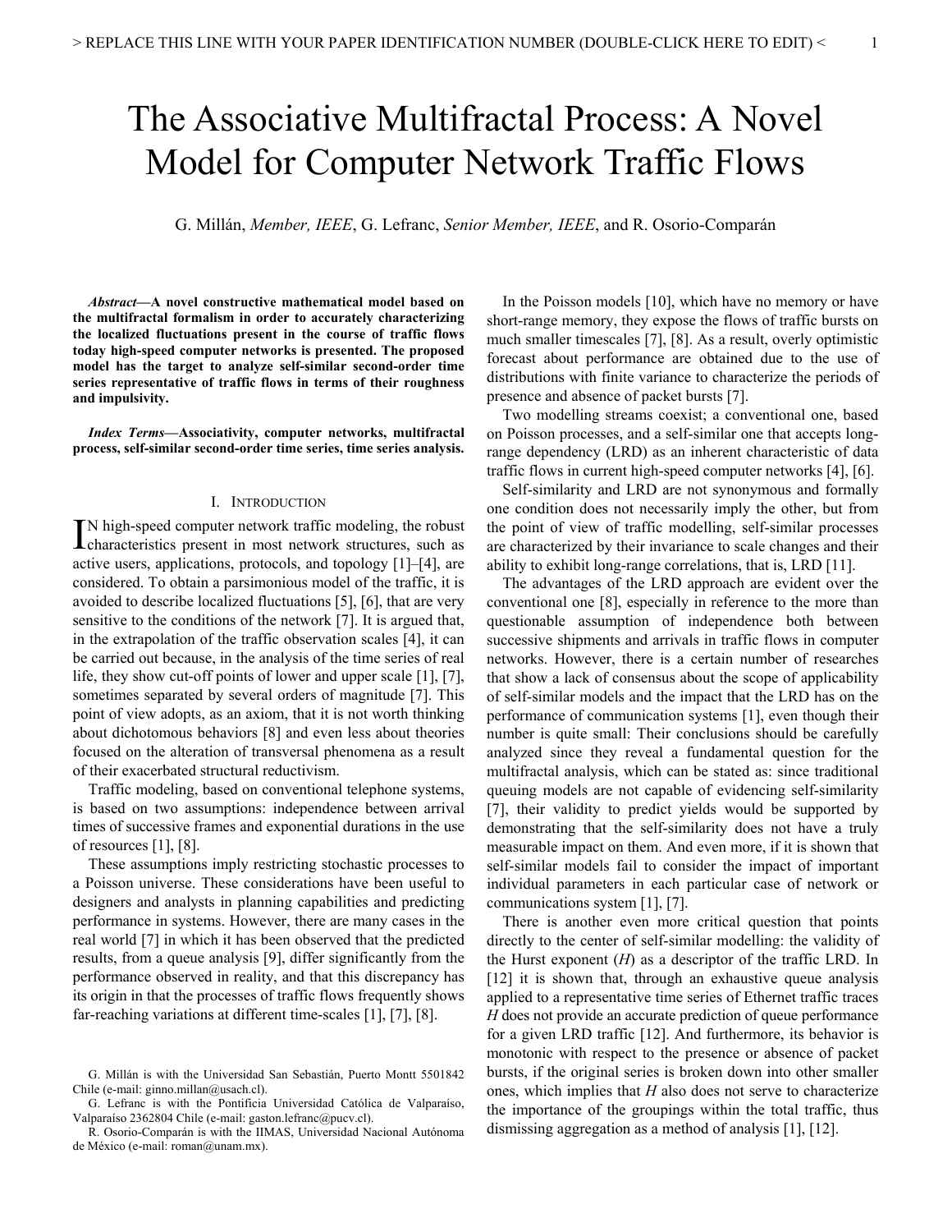# The Associative Multifractal Process: A Novel Model for Computer Network Traffic Flows

G. Millán, *Member, IEEE*, G. Lefranc, *Senior Member, IEEE*, and R. Osorio-Comparán

***Abstract*—A novel constructive mathematical model based on the multifractal formalism in order to accurately characterizing the localized fluctuations present in the course of traffic flows today high-speed computer networks is presented. The proposed model has the target to analyze self-similar second-order time series representative of traffic flows in terms of their roughness and impulsivity.**

***Index Terms*—Associativity, computer networks, multifractal process, self-similar second-order time series, time series analysis.**

## I. Introduction

In high-speed computer network traffic modeling, the robust characteristics present in most network structures, such as active users, applications, protocols, and topology [1]–[4], are considered. To obtain a parsimonious model of the traffic, it is avoided to describe localized fluctuations [5], [6], that are very sensitive to the conditions of the network [7]. It is argued that, in the extrapolation of the traffic observation scales [4], it can be carried out because, in the analysis of the time series of real life, they show cut-off points of lower and upper scale [1], [7], sometimes separated by several orders of magnitude [7]. This point of view adopts, as an axiom, that it is not worth thinking about dichotomous behaviors [8] and even less about theories focused on the alteration of transversal phenomena as a result of their exacerbated structural reductivism.

Traffic modeling, based on conventional telephone systems, is based on two assumptions: independence between arrival times of successive frames and exponential durations in the use of resources [1], [8].

These assumptions imply restricting stochastic processes to a Poisson universe. These considerations have been useful to designers and analysts in planning capabilities and predicting performance in systems. However, there are many cases in the real world [7] in which it has been observed that the predicted results, from a queue analysis [9], differ significantly from the performance observed in reality, and that this discrepancy has its origin in that the processes of traffic flows frequently shows far-reaching variations at different time-scales [1], [7], [8].

In the Poisson models [10], which have no memory or have short-range memory, they expose the flows of traffic bursts on much smaller timescales [7], [8]. As a result, overly optimistic forecast about performance are obtained due to the use of distributions with finite variance to characterize the periods of presence and absence of packet bursts [7].

Two modelling streams coexist; a conventional one, based on Poisson processes, and a self-similar one that accepts long-range dependency (LRD) as an inherent characteristic of data traffic flows in current high-speed computer networks [4], [6].

Self-similarity and LRD are not synonymous and formally one condition does not necessarily imply the other, but from the point of view of traffic modelling, self-similar processes are characterized by their invariance to scale changes and their ability to exhibit long-range correlations, that is, LRD [11].

The advantages of the LRD approach are evident over the conventional one [8], especially in reference to the more than questionable assumption of independence both between successive shipments and arrivals in traffic flows in computer networks. However, there is a certain number of researches that show a lack of consensus about the scope of applicability of self-similar models and the impact that the LRD has on the performance of communication systems [1], even though their number is quite small: Their conclusions should be carefully analyzed since they reveal a fundamental question for the multifractal analysis, which can be stated as: since traditional queuing models are not capable of evidencing self-similarity [7], their validity to predict yields would be supported by demonstrating that the self-similarity does not have a truly measurable impact on them. And even more, if it is shown that self-similar models fail to consider the impact of important individual parameters in each particular case of network or communications system [1], [7].

There is another even more critical question that points directly to the center of self-similar modelling: the validity of the Hurst exponent ($H$) as a descriptor of the traffic LRD. In [12] it is shown that, through an exhaustive queue analysis applied to a representative time series of Ethernet traffic traces $H$ does not provide an accurate prediction of queue performance for a given LRD traffic [12]. And furthermore, its behavior is monotonic with respect to the presence or absence of packet bursts, if the original series is broken down into other smaller ones, which implies that $H$ also does not serve to characterize the importance of the groupings within the total traffic, thus dismissing aggregation as a method of analysis [1], [12].

G. Millán is with the Universidad San Sebastián, Puerto Montt 5501842 Chile (e-mail: ginno.millan@usach.cl).

G. Lefranc is with the Pontificia Universidad Católica de Valparaíso, Valparaíso 2362804 Chile (e-mail: gaston.lefranc@pucv.cl).

R. Osorio-Comparán is with the IIMAS, Universidad Nacional Autónoma de México (e-mail: roman@unam.mx).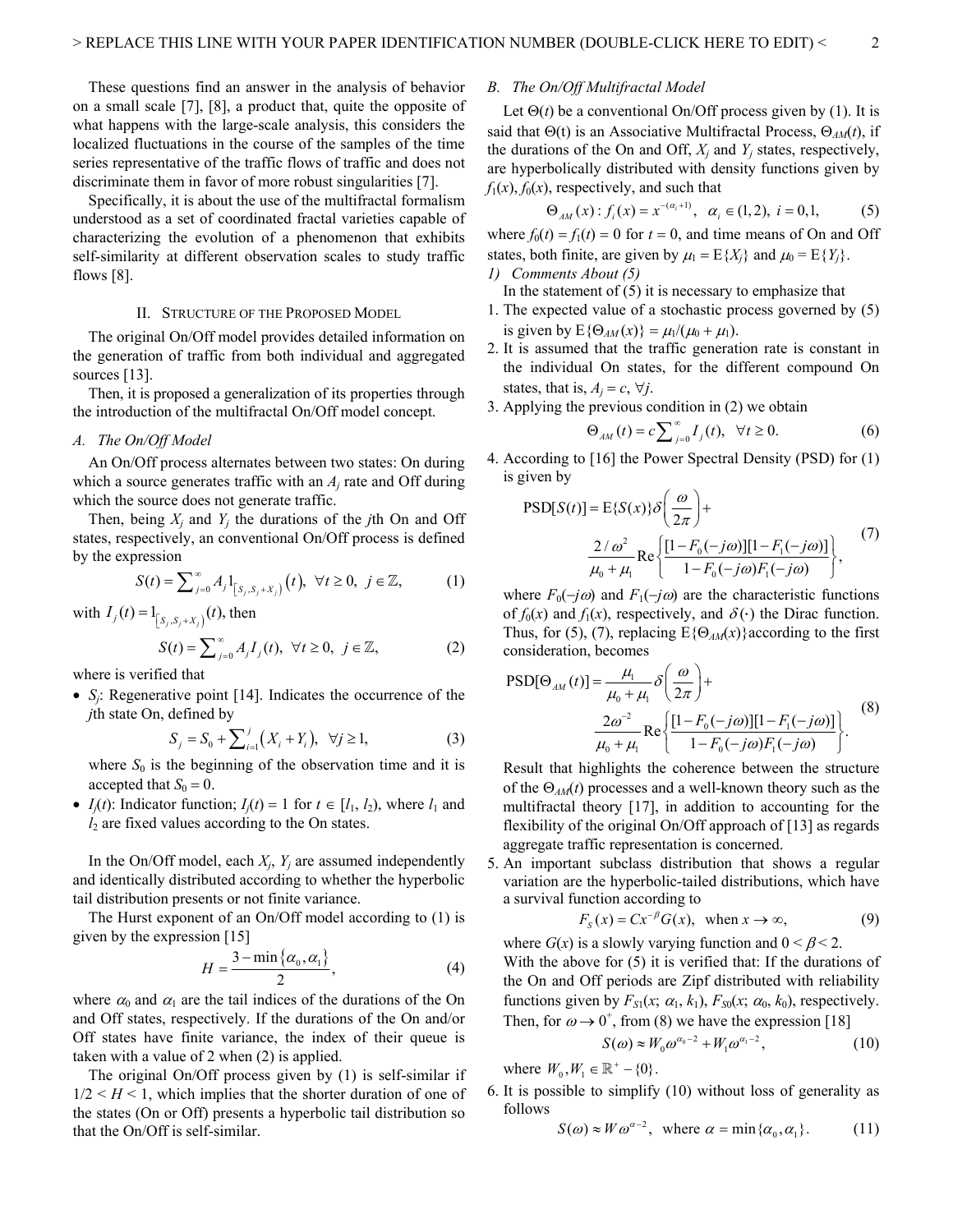These questions find an answer in the analysis of behavior on a small scale [7], [8], a product that, quite the opposite of what happens with the large-scale analysis, this considers the localized fluctuations in the course of the samples of the time series representative of the traffic flows of traffic and does not discriminate them in favor of more robust singularities [7].

Specifically, it is about the use of the multifractal formalism understood as a set of coordinated fractal varieties capable of characterizing the evolution of a phenomenon that exhibits self-similarity at different observation scales to study traffic flows [8].

## II. Structure of the Proposed Model

The original On/Off model provides detailed information on the generation of traffic from both individual and aggregated sources [13].

Then, it is proposed a generalization of its properties through the introduction of the multifractal On/Off model concept.

### A. The On/Off Model

An On/Off process alternates between two states: On during which a source generates traffic with an $A_j$ rate and Off during which the source does not generate traffic.

Then, being $X_j$ and $Y_j$ the durations of the $j$th On and Off states, respectively, an conventional On/Off process is defined by the expression

$$S(t) = \sum_{j=0}^{\infty} A_j 1_{\left[S_j, S_j + X_j\right)}(t), \ \ \forall t \geq 0, \ j \in \mathbb{Z}, \tag{1}$$

with $I_j(t) = 1_{\left[S_j, S_j + X_j\right)}(t)$, then

$$S(t) = \sum_{j=0}^{\infty} A_j I_j(t), \ \ \forall t \geq 0, \ j \in \mathbb{Z}, \tag{2}$$

where is verified that

- $S_j$: Regenerative point [14]. Indicates the occurrence of the $j$th state On, defined by

$$S_j = S_0 + \sum_{i=1}^{j} \left(X_i + Y_i\right), \ \ \forall j \geq 1, \tag{3}$$

  where $S_0$ is the beginning of the observation time and it is accepted that $S_0 = 0$.

- $I_j(t)$: Indicator function; $I_j(t) = 1$ for $t \in [l_1, l_2)$, where $l_1$ and $l_2$ are fixed values according to the On states.

In the On/Off model, each $X_j$, $Y_j$ are assumed independently and identically distributed according to whether the hyperbolic tail distribution presents or not finite variance.

The Hurst exponent of an On/Off model according to (1) is given by the expression [15]

$$H = \frac{3 - \min\{\alpha_0, \alpha_1\}}{2}, \tag{4}$$

where $\alpha_0$ and $\alpha_1$ are the tail indices of the durations of the On and Off states, respectively. If the durations of the On and/or Off states have finite variance, the index of their queue is taken with a value of 2 when (2) is applied.

The original On/Off process given by (1) is self-similar if $1/2 < H < 1$, which implies that the shorter duration of one of the states (On or Off) presents a hyperbolic tail distribution so that the On/Off is self-similar.

### B. The On/Off Multifractal Model

Let $\Theta(t)$ be a conventional On/Off process given by (1). It is said that $\Theta(t)$ is an Associative Multifractal Process, $\Theta_{AM}(t)$, if the durations of the On and Off, $X_j$ and $Y_j$ states, respectively, are hyperbolically distributed with density functions given by $f_1(x)$, $f_0(x)$, respectively, and such that

$$\Theta_{AM}(x) : f_i(x) = x^{-(\alpha_i + 1)}, \ \ \alpha_i \in (1,2), \ i = 0,1, \tag{5}$$

where $f_0(t) = f_1(t) = 0$ for $t = 0$, and time means of On and Off states, both finite, are given by $\mu_1 = \mathrm{E}\{X_j\}$ and $\mu_0 = \mathrm{E}\{Y_j\}$.

#### 1) Comments About (5)

In the statement of (5) it is necessary to emphasize that

1. The expected value of a stochastic process governed by (5) is given by $\mathrm{E}\{\Theta_{AM}(x)\} = \mu_1/(\mu_0 + \mu_1)$.
2. It is assumed that the traffic generation rate is constant in the individual On states, for the different compound On states, that is, $A_j = c$, $\forall j$.
3. Applying the previous condition in (2) we obtain

$$\Theta_{AM}(t) = c\sum_{j=0}^{\infty} I_j(t), \ \ \forall t \geq 0. \tag{6}$$

4. According to [16] the Power Spectral Density (PSD) for (1) is given by

$$\mathrm{PSD}[S(t)] = \mathrm{E}\{S(x)\}\delta\left(\frac{\omega}{2\pi}\right) + \frac{2/\omega^2}{\mu_0 + \mu_1}\mathrm{Re}\left\{\frac{[1 - F_0(-j\omega)][1 - F_1(-j\omega)]}{1 - F_0(-j\omega)F_1(-j\omega)}\right\}, \tag{7}$$

   where $F_0(-j\omega)$ and $F_1(-j\omega)$ are the characteristic functions of $f_0(x)$ and $f_1(x)$, respectively, and $\delta(\cdot)$ the Dirac function. Thus, for (5), (7), replacing $\mathrm{E}\{\Theta_{AM}(x)\}$according to the first consideration, becomes

$$\mathrm{PSD}[\Theta_{AM}(t)] = \frac{\mu_1}{\mu_0 + \mu_1}\delta\left(\frac{\omega}{2\pi}\right) + \frac{2\omega^{-2}}{\mu_0 + \mu_1}\mathrm{Re}\left\{\frac{[1 - F_0(-j\omega)][1 - F_1(-j\omega)]}{1 - F_0(-j\omega)F_1(-j\omega)}\right\}. \tag{8}$$

   Result that highlights the coherence between the structure of the $\Theta_{AM}(t)$ processes and a well-known theory such as the multifractal theory [17], in addition to accounting for the flexibility of the original On/Off approach of [13] as regards aggregate traffic representation is concerned.

5. An important subclass distribution that shows a regular variation are the hyperbolic-tailed distributions, which have a survival function according to

$$F_S(x) = Cx^{-\beta}G(x), \ \ \text{when } x \to \infty, \tag{9}$$

   where $G(x)$ is a slowly varying function and $0 < \beta < 2$.

   With the above for (5) it is verified that: If the durations of the On and Off periods are Zipf distributed with reliability functions given by $F_{S1}(x; \alpha_1, k_1)$, $F_{S0}(x; \alpha_0, k_0)$, respectively. Then, for $\omega \to 0^+$, from (8) we have the expression [18]

$$S(\omega) \approx W_0\omega^{\alpha_0 - 2} + W_1\omega^{\alpha_1 - 2}, \tag{10}$$

   where $W_0, W_1 \in \mathbb{R}^+ - \{0\}$.

6. It is possible to simplify (10) without loss of generality as follows

$$S(\omega) \approx W\omega^{\alpha - 2}, \ \ \text{where } \alpha = \min\{\alpha_0, \alpha_1\}. \tag{11}$$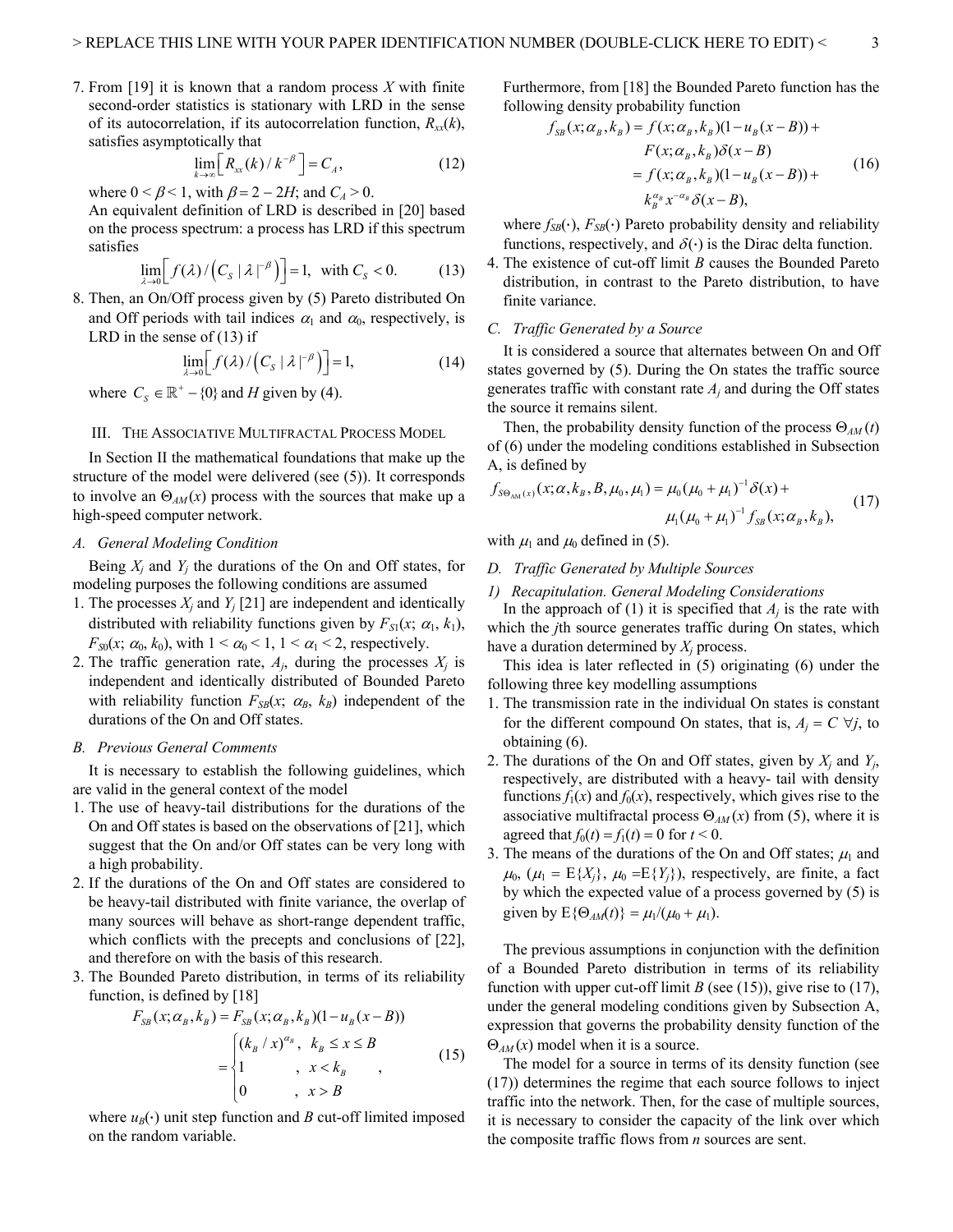7. From [19] it is known that a random process $X$ with finite second-order statistics is stationary with LRD in the sense of its autocorrelation, if its autocorrelation function, $R_{xx}(k)$, satisfies asymptotically that

$$\lim_{k\to\infty}\left[R_{xx}(k)/k^{-\beta}\right]=C_A, \tag{12}$$

where $0 < \beta < 1$, with $\beta = 2 - 2H$; and $C_A > 0$.

An equivalent definition of LRD is described in [20] based on the process spectrum: a process has LRD if this spectrum satisfies

$$\lim_{\lambda\to 0}\left[f(\lambda)/\left(C_S\,|\,\lambda\,|^{-\beta}\right)\right]=1,\ \text{ with } C_S < 0. \tag{13}$$

8. Then, an On/Off process given by (5) Pareto distributed On and Off periods with tail indices $\alpha_1$ and $\alpha_0$, respectively, is LRD in the sense of (13) if

$$\lim_{\lambda\to 0}\left[f(\lambda)/\left(C_S\,|\,\lambda\,|^{-\beta}\right)\right]=1, \tag{14}$$

where $C_S \in \mathbb{R}^+ - \{0\}$ and $H$ given by (4).

## III. The Associative Multifractal Process Model

In Section II the mathematical foundations that make up the structure of the model were delivered (see (5)). It corresponds to involve an $\Theta_{AM}(x)$ process with the sources that make up a high-speed computer network.

### A. General Modeling Condition

Being $X_j$ and $Y_j$ the durations of the On and Off states, for modeling purposes the following conditions are assumed

1. The processes $X_j$ and $Y_j$ [21] are independent and identically distributed with reliability functions given by $F_{S1}(x;\ \alpha_1,\ k_1)$, $F_{S0}(x;\ \alpha_0,\ k_0)$, with $1 < \alpha_0 < 1$, $1 < \alpha_1 < 2$, respectively.
2. The traffic generation rate, $A_j$, during the processes $X_j$ is independent and identically distributed of Bounded Pareto with reliability function $F_{SB}(x;\ \alpha_B,\ k_B)$ independent of the durations of the On and Off states.

### B. Previous General Comments

It is necessary to establish the following guidelines, which are valid in the general context of the model

1. The use of heavy-tail distributions for the durations of the On and Off states is based on the observations of [21], which suggest that the On and/or Off states can be very long with a high probability.
2. If the durations of the On and Off states are considered to be heavy-tail distributed with finite variance, the overlap of many sources will behave as short-range dependent traffic, which conflicts with the precepts and conclusions of [22], and therefore on with the basis of this research.
3. The Bounded Pareto distribution, in terms of its reliability function, is defined by [18]

$$\begin{aligned}F_{SB}(x;\alpha_B,k_B) &= F_{SB}(x;\alpha_B,k_B)(1-u_B(x-B))\\ &=\begin{cases}(k_B/x)^{\alpha_B}, & k_B\le x\le B\\ 1 & ,\ x<k_B\\ 0 & ,\ x>B\end{cases},\end{aligned} \tag{15}$$

where $u_B(\cdot)$ unit step function and $B$ cut-off limited imposed on the random variable.

Furthermore, from [18] the Bounded Pareto function has the following density probability function

$$\begin{aligned}f_{SB}(x;\alpha_B,k_B) &= f(x;\alpha_B,k_B)(1-u_B(x-B))+\\ &\quad F(x;\alpha_B,k_B)\delta(x-B)\\ &= f(x;\alpha_B,k_B)(1-u_B(x-B))+\\ &\quad k_B^{\alpha_B}x^{-\alpha_B}\delta(x-B),\end{aligned} \tag{16}$$

where $f_{SB}(\cdot)$, $F_{SB}(\cdot)$ Pareto probability density and reliability functions, respectively, and $\delta(\cdot)$ is the Dirac delta function.

4. The existence of cut-off limit $B$ causes the Bounded Pareto distribution, in contrast to the Pareto distribution, to have finite variance.

### C. Traffic Generated by a Source

It is considered a source that alternates between On and Off states governed by (5). During the On states the traffic source generates traffic with constant rate $A_j$ and during the Off states the source it remains silent.

Then, the probability density function of the process $\Theta_{AM}(t)$ of (6) under the modeling conditions established in Subsection A, is defined by

$$\begin{aligned}f_{S\Theta_{AM}(x)}(x;\alpha,k_B,B,\mu_0,\mu_1) &= \mu_0(\mu_0+\mu_1)^{-1}\delta(x)+\\ &\quad \mu_1(\mu_0+\mu_1)^{-1}f_{SB}(x;\alpha_B,k_B),\end{aligned} \tag{17}$$

with $\mu_1$ and $\mu_0$ defined in (5).

### D. Traffic Generated by Multiple Sources

#### 1) Recapitulation. General Modeling Considerations

In the approach of (1) it is specified that $A_j$ is the rate with which the $j$th source generates traffic during On states, which have a duration determined by $X_j$ process.

This idea is later reflected in (5) originating (6) under the following three key modelling assumptions

1. The transmission rate in the individual On states is constant for the different compound On states, that is, $A_j = C\ \forall j$, to obtaining (6).
2. The durations of the On and Off states, given by $X_j$ and $Y_j$, respectively, are distributed with a heavy- tail with density functions $f_1(x)$ and $f_0(x)$, respectively, which gives rise to the associative multifractal process $\Theta_{AM}(x)$ from (5), where it is agreed that $f_0(t) = f_1(t) = 0$ for $t < 0$.
3. The means of the durations of the On and Off states; $\mu_1$ and $\mu_0$, ($\mu_1 = \mathrm{E}\{X_j\}$, $\mu_0 = \mathrm{E}\{Y_j\}$), respectively, are finite, a fact by which the expected value of a process governed by (5) is given by $\mathrm{E}\{\Theta_{AM}(t)\} = \mu_1/(\mu_0 + \mu_1)$.

The previous assumptions in conjunction with the definition of a Bounded Pareto distribution in terms of its reliability function with upper cut-off limit $B$ (see (15)), give rise to (17), under the general modeling conditions given by Subsection A, expression that governs the probability density function of the $\Theta_{AM}(x)$ model when it is a source.

The model for a source in terms of its density function (see (17)) determines the regime that each source follows to inject traffic into the network. Then, for the case of multiple sources, it is necessary to consider the capacity of the link over which the composite traffic flows from $n$ sources are sent.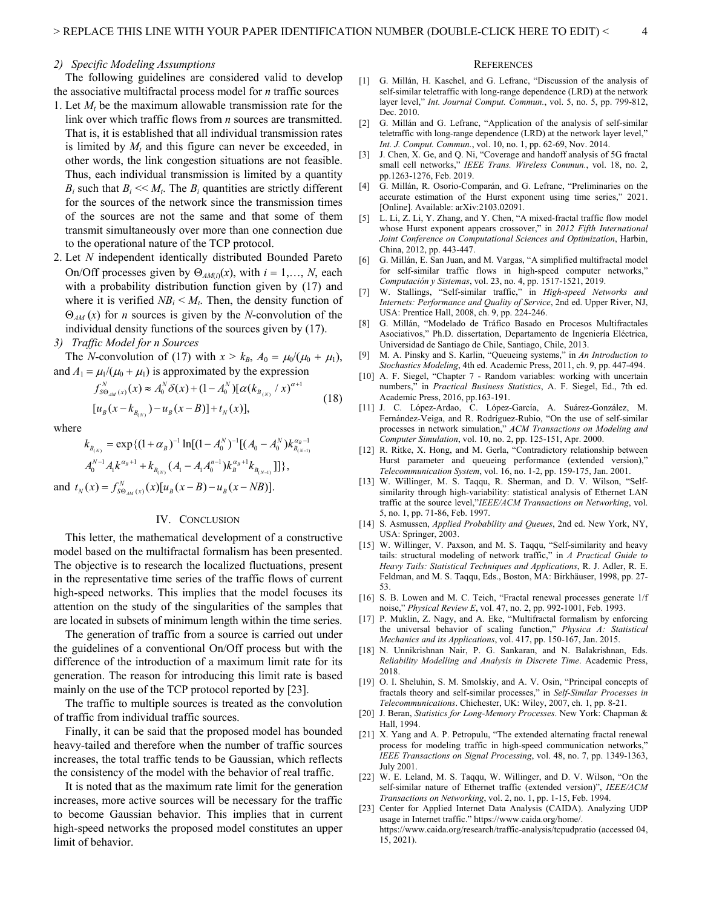### 2) Specific Modeling Assumptions

The following guidelines are considered valid to develop the associative multifractal process model for *n* traffic sources

1. Let $M_t$ be the maximum allowable transmission rate for the link over which traffic flows from *n* sources are transmitted. That is, it is established that all individual transmission rates is limited by $M_t$ and this figure can never be exceeded, in other words, the link congestion situations are not feasible. Thus, each individual transmission is limited by a quantity $B_i$ such that $B_i << M_t$. The $B_i$ quantities are strictly different for the sources of the network since the transmission times of the sources are not the same and that some of them transmit simultaneously over more than one connection due to the operational nature of the TCP protocol.
2. Let $N$ independent identically distributed Bounded Pareto On/Off processes given by $\Theta_{AM(i)}(x)$, with $i = 1,\ldots, N$, each with a probability distribution function given by (17) and where it is verified $NB_i < M_t$. Then, the density function of $\Theta_{AM}(x)$ for *n* sources is given by the *N*-convolution of the individual density functions of the sources given by (17).

### 3) Traffic Model for n Sources

The *N*-convolution of (17) with $x > k_B$, $A_0 = \mu_0/(\mu_0 + \mu_1)$, and $A_1 = \mu_1/(\mu_0 + \mu_1)$ is approximated by the expression

$$
\begin{aligned}
f^N_{S\Theta_{AM}(x)}(x) \approx\ & A_0^N \delta(x) + (1 - A_0^N)[\alpha(k_{B_{(N)}}/x)^{\alpha+1} \\
& [u_B(x - k_{B_{(N)}}) - u_B(x - B)] + t_N(x)],
\end{aligned} \tag{18}
$$

where

$$
\begin{aligned}
k_{B_{(N)}} =\ & \exp\{(1+\alpha_B)^{-1}\ln[(1-A_0^N)^{-1}[(A_0 - A_0^N)k_{B_{(N-1)}}^{\alpha_B - 1} \\
& A_0^{N-1}A_1 k^{\alpha_B+1} + k_{B_{(N)}}(A_1 - A_1 A_0^{n-1})k_B^{\alpha_B+1}k_{B_{(N-1)}}]]\},
\end{aligned}
$$

and $t_N(x) = f^N_{S\Theta_{AM}(x)}(x)[u_B(x-B) - u_B(x-NB)]$.

## IV. Conclusion

This letter, the mathematical development of a constructive model based on the multifractal formalism has been presented. The objective is to research the localized fluctuations, present in the representative time series of the traffic flows of current high-speed networks. This implies that the model focuses its attention on the study of the singularities of the samples that are located in subsets of minimum length within the time series.

The generation of traffic from a source is carried out under the guidelines of a conventional On/Off process but with the difference of the introduction of a maximum limit rate for its generation. The reason for introducing this limit rate is based mainly on the use of the TCP protocol reported by [23].

The traffic to multiple sources is treated as the convolution of traffic from individual traffic sources.

Finally, it can be said that the proposed model has bounded heavy-tailed and therefore when the number of traffic sources increases, the total traffic tends to be Gaussian, which reflects the consistency of the model with the behavior of real traffic.

It is noted that as the maximum rate limit for the generation increases, more active sources will be necessary for the traffic to become Gaussian behavior. This implies that in current high-speed networks the proposed model constitutes an upper limit of behavior.

## References

[1] G. Millán, H. Kaschel, and G. Lefranc, "Discussion of the analysis of self-similar teletraffic with long-range dependence (LRD) at the network layer level," *Int. Journal Comput. Commun.*, vol. 5, no. 5, pp. 799-812, Dec. 2010.

[2] G. Millán and G. Lefranc, "Application of the analysis of self-similar teletraffic with long-range dependence (LRD) at the network layer level," *Int. J. Comput. Commun.*, vol. 10, no. 1, pp. 62-69, Nov. 2014.

[3] J. Chen, X. Ge, and Q. Ni, "Coverage and handoff analysis of 5G fractal small cell networks," *IEEE Trans. Wireless Commun.*, vol. 18, no. 2, pp.1263-1276, Feb. 2019.

[4] G. Millán, R. Osorio-Comparán, and G. Lefranc, "Preliminaries on the accurate estimation of the Hurst exponent using time series," 2021. [Online]. Available: arXiv:2103.02091.

[5] L. Li, Z. Li, Y. Zhang, and Y. Chen, "A mixed-fractal traffic flow model whose Hurst exponent appears crossover," in *2012 Fifth International Joint Conference on Computational Sciences and Optimization*, Harbin, China, 2012, pp. 443-447.

[6] G. Millán, E. San Juan, and M. Vargas, "A simplified multifractal model for self-similar traffic flows in high-speed computer networks," *Computación y Sistemas*, vol. 23, no. 4, pp. 1517-1521, 2019.

[7] W. Stallings, "Self-similar traffic," in *High-speed Networks and Internets: Performance and Quality of Service*, 2nd ed. Upper River, NJ, USA: Prentice Hall, 2008, ch. 9, pp. 224-246.

[8] G. Millán, "Modelado de Tráfico Basado en Procesos Multifractales Asociativos," Ph.D. dissertation, Departamento de Ingeniería Eléctrica, Universidad de Santiago de Chile, Santiago, Chile, 2013.

[9] M. A. Pinsky and S. Karlin, "Queueing systems," in *An Introduction to Stochastics Modeling*, 4th ed. Academic Press, 2011, ch. 9, pp. 447-494.

[10] A. F. Siegel, "Chapter 7 - Random variables: working with uncertain numbers," in *Practical Business Statistics*, A. F. Siegel, Ed., 7th ed. Academic Press, 2016, pp.163-191.

[11] J. C. López-Ardao, C. López-García, A. Suárez-González, M. Fernández-Veiga, and R. Rodríguez-Rubio, "On the use of self-similar processes in network simulation," *ACM Transactions on Modeling and Computer Simulation*, vol. 10, no. 2, pp. 125-151, Apr. 2000.

[12] R. Ritke, X. Hong, and M. Gerla, "Contradictory relationship between Hurst parameter and queueing performance (extended version)," *Telecommunication System*, vol. 16, no. 1-2, pp. 159-175, Jan. 2001.

[13] W. Willinger, M. S. Taqqu, R. Sherman, and D. V. Wilson, "Self-similarity through high-variability: statistical analysis of Ethernet LAN traffic at the source level,"*IEEE/ACM Transactions on Networking*, vol. 5, no. 1, pp. 71-86, Feb. 1997.

[14] S. Asmussen, *Applied Probability and Queues*, 2nd ed. New York, NY, USA: Springer, 2003.

[15] W. Willinger, V. Paxson, and M. S. Taqqu, "Self-similarity and heavy tails: structural modeling of network traffic," in *A Practical Guide to Heavy Tails: Statistical Techniques and Applications*, R. J. Adler, R. E. Feldman, and M. S. Taqqu, Eds., Boston, MA: Birkhäuser, 1998, pp. 27-53.

[16] S. B. Lowen and M. C. Teich, "Fractal renewal processes generate 1/f noise," *Physical Review E*, vol. 47, no. 2, pp. 992-1001, Feb. 1993.

[17] P. Muklin, Z. Nagy, and A. Eke, "Multifractal formalism by enforcing the universal behavior of scaling function," *Physica A: Statistical Mechanics and its Applications*, vol. 417, pp. 150-167, Jan. 2015.

[18] N. Unnikrishnan Nair, P. G. Sankaran, and N. Balakrishnan, Eds. *Reliability Modelling and Analysis in Discrete Time*. Academic Press, 2018.

[19] O. I. Sheluhin, S. M. Smolskiy, and A. V. Osin, "Principal concepts of fractals theory and self-similar processes," in *Self-Similar Processes in Telecommunications*. Chichester, UK: Wiley, 2007, ch. 1, pp. 8-21.

[20] J. Beran, *Statistics for Long-Memory Processes*. New York: Chapman & Hall, 1994.

[21] X. Yang and A. P. Petropulu, "The extended alternating fractal renewal process for modeling traffic in high-speed communication networks," *IEEE Transactions on Signal Processing*, vol. 48, no. 7, pp. 1349-1363, July 2001.

[22] W. E. Leland, M. S. Taqqu, W. Willinger, and D. V. Wilson, "On the self-similar nature of Ethernet traffic (extended version)", *IEEE/ACM Transactions on Networking*, vol. 2, no. 1, pp. 1-15, Feb. 1994.

[23] Center for Applied Internet Data Analysis (CAIDA). Analyzing UDP usage in Internet traffic." https://www.caida.org/home/. https://www.caida.org/research/traffic-analysis/tcpudpratio (accessed 04, 15, 2021).